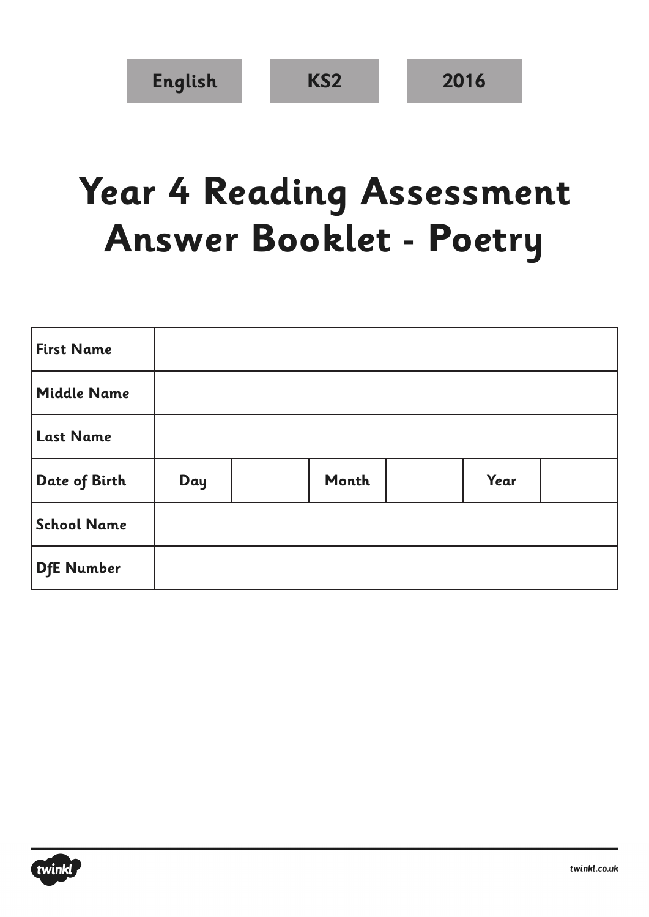English | KS2 | 2016

# Year 4 Reading Assessment Answer Booklet - Poetry

| **First Name** | | | | | | |
|---|---|---|---|---|---|---|
| **Middle Name** | | | | | | |
| **Last Name** | | | | | | |
| **Date of Birth** | **Day** | | **Month** | | **Year** | |
| **School Name** | | | | | | |
| **DfE Number** | | | | | | |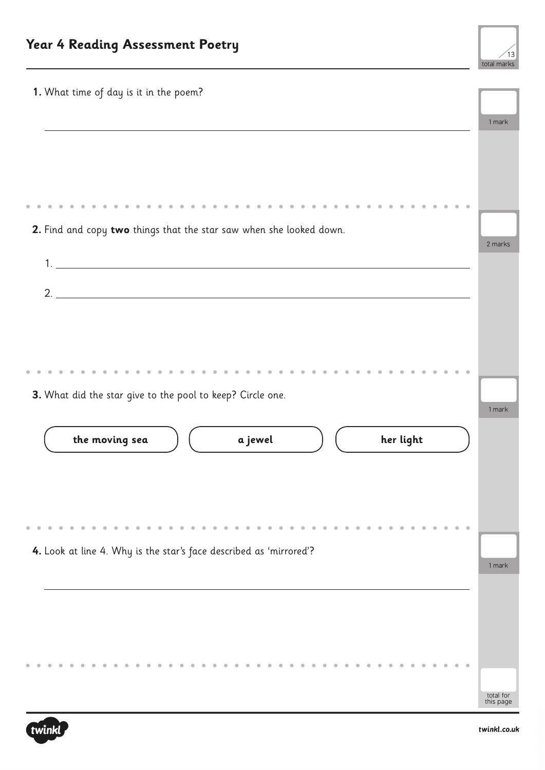## Year 4 Reading Assessment Poetry

/13 total marks

**1.** What time of day is it in the poem?

\_\_\_\_\_\_\_\_\_\_\_\_\_\_\_\_\_\_\_\_\_\_\_\_\_\_\_\_\_\_\_\_\_\_\_\_\_\_\_\_

1 mark

**2.** Find and copy **two** things that the star saw when she looked down.

1. \_\_\_\_\_\_\_\_\_\_\_\_\_\_\_\_\_\_\_\_\_\_\_\_\_\_\_\_\_\_\_\_\_\_\_\_\_\_\_\_

2. \_\_\_\_\_\_\_\_\_\_\_\_\_\_\_\_\_\_\_\_\_\_\_\_\_\_\_\_\_\_\_\_\_\_\_\_\_\_\_\_

2 marks

**3.** What did the star give to the pool to keep? Circle one.

**the moving sea** | **a jewel** | **her light**

1 mark

**4.** Look at line 4. Why is the star's face described as 'mirrored'?

\_\_\_\_\_\_\_\_\_\_\_\_\_\_\_\_\_\_\_\_\_\_\_\_\_\_\_\_\_\_\_\_\_\_\_\_\_\_\_\_

1 mark

total for this page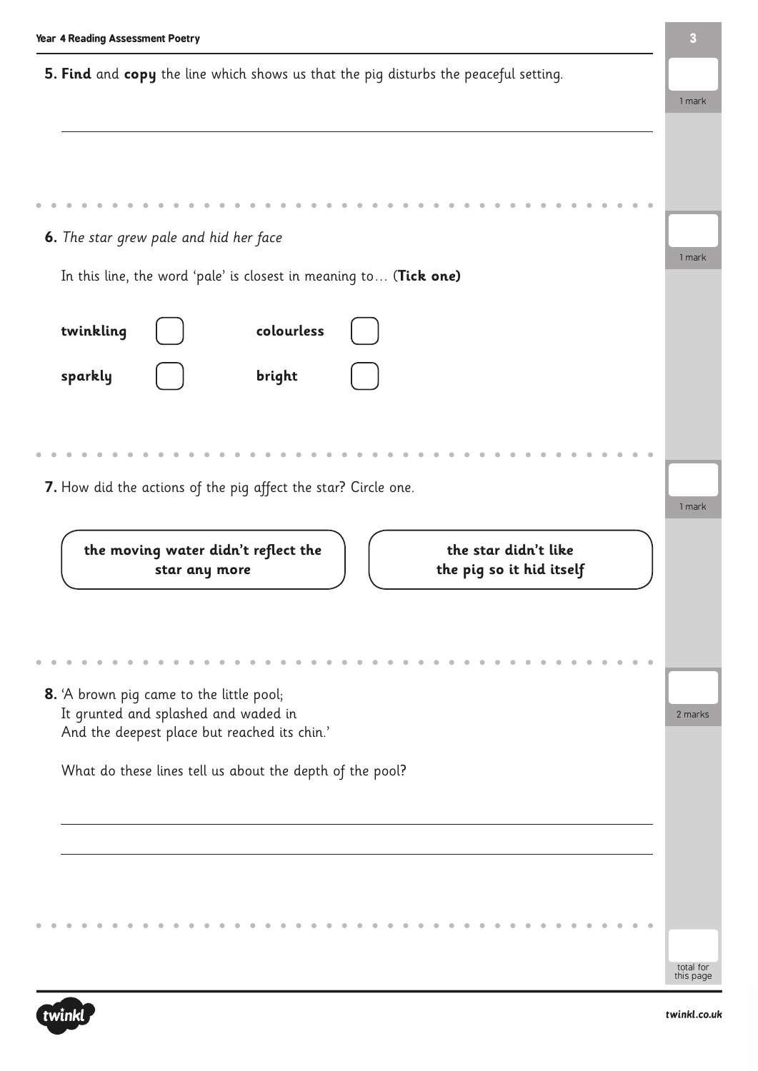5. **Find** and **copy** the line which shows us that the pig disturbs the peaceful setting.

1 mark

______________________________________________________________

6. *The star grew pale and hid her face*

In this line, the word 'pale' is closest in meaning to… (**Tick one)**

1 mark

| | | | |
|---|---|---|---|
| **twinkling** | ☐ | **colourless** | ☐ |
| **sparkly** | ☐ | **bright** | ☐ |

7. How did the actions of the pig affect the star? Circle one.

1 mark

**the moving water didn't reflect the star any more** | **the star didn't like the pig so it hid itself**

8. 'A brown pig came to the little pool;
It grunted and splashed and waded in
And the deepest place but reached its chin.'

What do these lines tell us about the depth of the pool?

2 marks

______________________________________________________________

______________________________________________________________

total for this page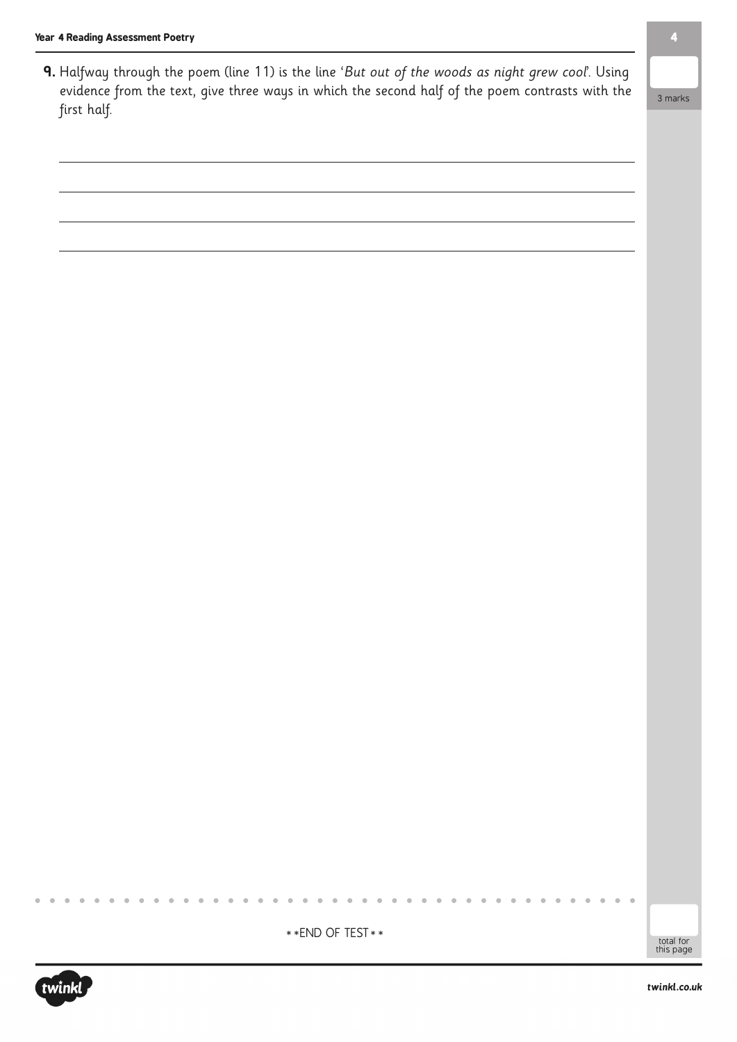**9.** Halfway through the poem (line 11) is the line '*But out of the woods as night grew cool*'. Using evidence from the text, give three ways in which the second half of the poem contrasts with the first half.

3 marks

\*\*END OF TEST\*\*

total for this page